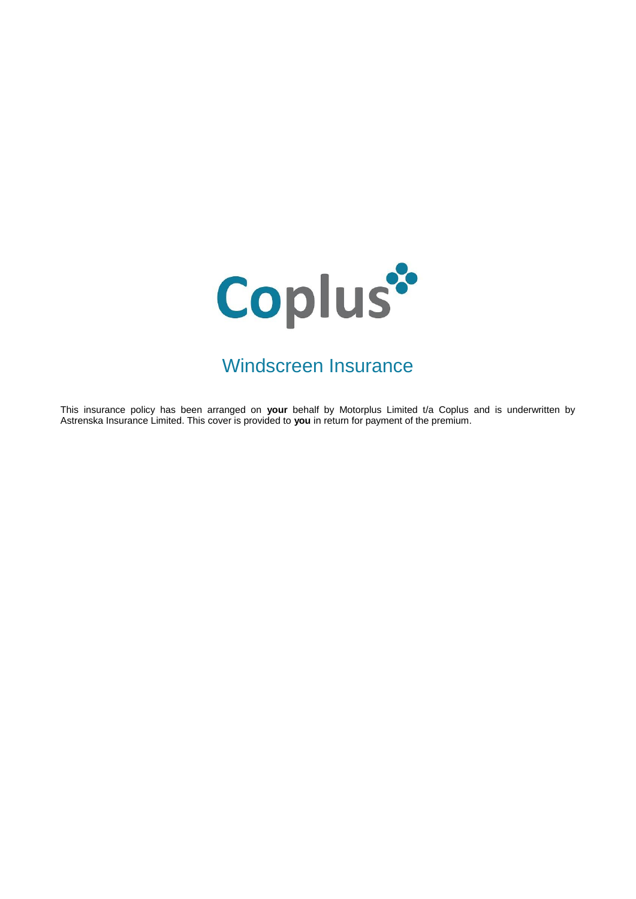# Coplus

## Windscreen Insurance

This insurance policy has been arranged on **your** behalf by Motorplus Limited t/a Coplus and is underwritten by Astrenska Insurance Limited. This cover is provided to **you** in return for payment of the premium.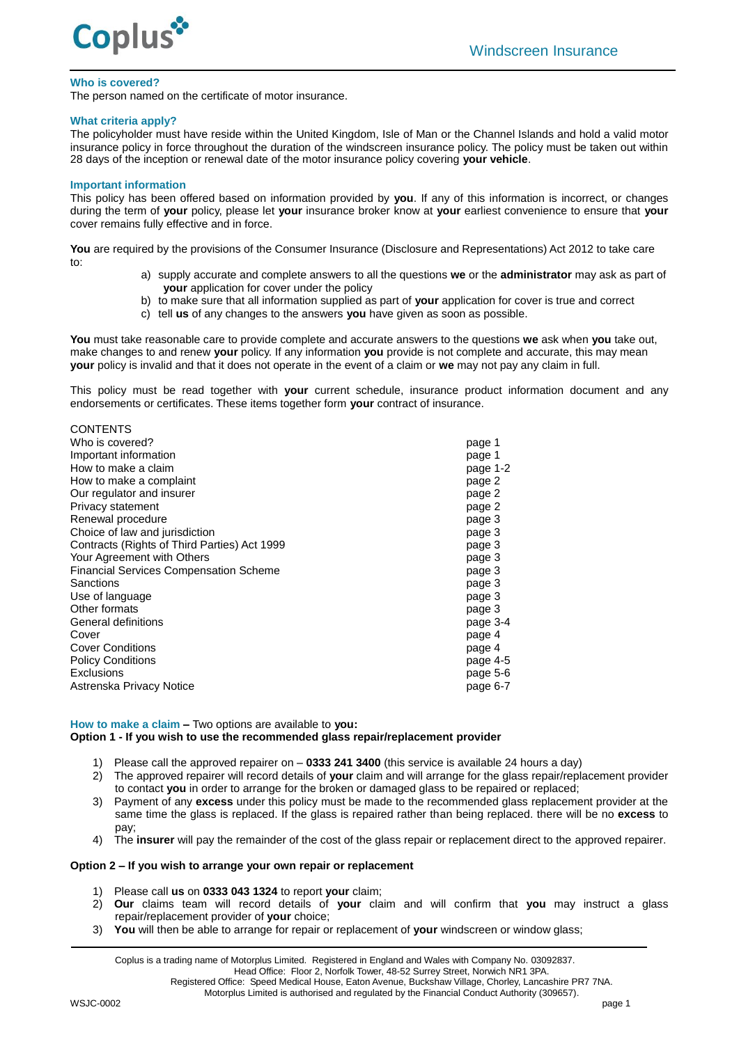Coplus

# Windscreen Insurance

### Who is covered?

The person named on the certificate of motor insurance.

### What criteria apply?

The policyholder must have reside within the United Kingdom, Isle of Man or the Channel Islands and hold a valid motor insurance policy in force throughout the duration of the windscreen insurance policy. The policy must be taken out within 28 days of the inception or renewal date of the motor insurance policy covering **your vehicle**.

### Important information

This policy has been offered based on information provided by **you**. If any of this information is incorrect, or changes during the term of **your** policy, please let **your** insurance broker know at **your** earliest convenience to ensure that **your** cover remains fully effective and in force.

**You** are required by the provisions of the Consumer Insurance (Disclosure and Representations) Act 2012 to take care to:

a) supply accurate and complete answers to all the questions **we** or the **administrator** may ask as part of **your** application for cover under the policy
b) to make sure that all information supplied as part of **your** application for cover is true and correct
c) tell **us** of any changes to the answers **you** have given as soon as possible.

**You** must take reasonable care to provide complete and accurate answers to the questions **we** ask when **you** take out, make changes to and renew **your** policy. If any information **you** provide is not complete and accurate, this may mean **your** policy is invalid and that it does not operate in the event of a claim or **we** may not pay any claim in full.

This policy must be read together with **your** current schedule, insurance product information document and any endorsements or certificates. These items together form **your** contract of insurance.

| CONTENTS | |
|---|---|
| Who is covered? | page 1 |
| Important information | page 1 |
| How to make a claim | page 1-2 |
| How to make a complaint | page 2 |
| Our regulator and insurer | page 2 |
| Privacy statement | page 2 |
| Renewal procedure | page 3 |
| Choice of law and jurisdiction | page 3 |
| Contracts (Rights of Third Parties) Act 1999 | page 3 |
| Your Agreement with Others | page 3 |
| Financial Services Compensation Scheme | page 3 |
| Sanctions | page 3 |
| Use of language | page 3 |
| Other formats | page 3 |
| General definitions | page 3-4 |
| Cover | page 4 |
| Cover Conditions | page 4 |
| Policy Conditions | page 4-5 |
| Exclusions | page 5-6 |
| Astrenska Privacy Notice | page 6-7 |

### How to make a claim – Two options are available to **you:**

**Option 1 - If you wish to use the recommended glass repair/replacement provider**

1) Please call the approved repairer on – **0333 241 3400** (this service is available 24 hours a day)
2) The approved repairer will record details of **your** claim and will arrange for the glass repair/replacement provider to contact **you** in order to arrange for the broken or damaged glass to be repaired or replaced;
3) Payment of any **excess** under this policy must be made to the recommended glass replacement provider at the same time the glass is replaced. If the glass is repaired rather than being replaced. there will be no **excess** to pay;
4) The **insurer** will pay the remainder of the cost of the glass repair or replacement direct to the approved repairer.

**Option 2 – If you wish to arrange your own repair or replacement**

1) Please call **us** on **0333 043 1324** to report **your** claim;
2) **Our** claims team will record details of **your** claim and will confirm that **you** may instruct a glass repair/replacement provider of **your** choice;
3) **You** will then be able to arrange for repair or replacement of **your** windscreen or window glass;

Coplus is a trading name of Motorplus Limited. Registered in England and Wales with Company No. 03092837.
Head Office: Floor 2, Norfolk Tower, 48-52 Surrey Street, Norwich NR1 3PA.
Registered Office: Speed Medical House, Eaton Avenue, Buckshaw Village, Chorley, Lancashire PR7 7NA.
Motorplus Limited is authorised and regulated by the Financial Conduct Authority (309657).

WSJC-0002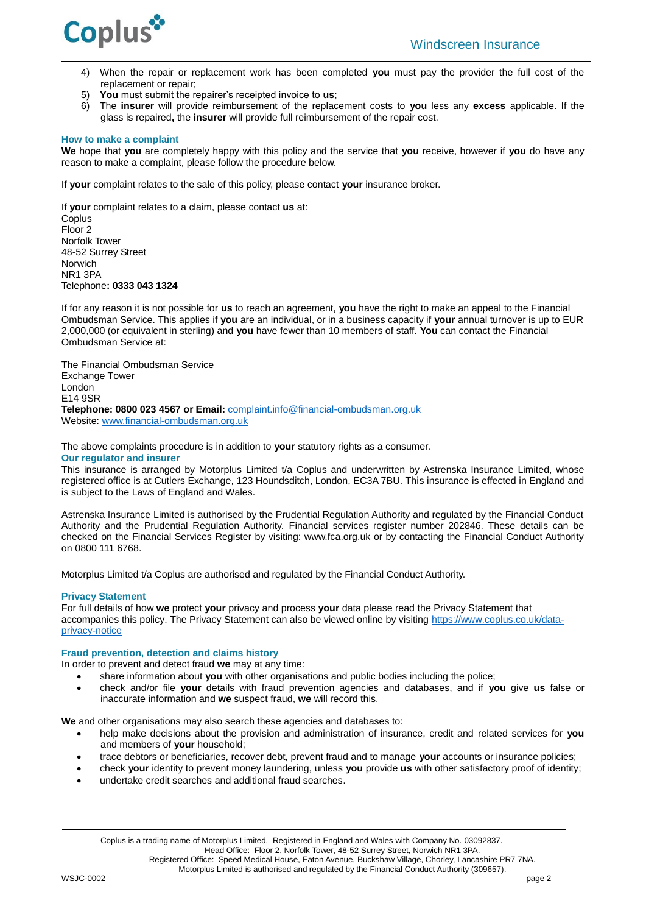4) When the repair or replacement work has been completed **you** must pay the provider the full cost of the replacement or repair;
5) **You** must submit the repairer's receipted invoice to **us**;
6) The **insurer** will provide reimbursement of the replacement costs to **you** less any **excess** applicable. If the glass is repaired**,** the **insurer** will provide full reimbursement of the repair cost.

### How to make a complaint

**We** hope that **you** are completely happy with this policy and the service that **you** receive, however if **you** do have any reason to make a complaint, please follow the procedure below.

If **your** complaint relates to the sale of this policy, please contact **your** insurance broker.

If **your** complaint relates to a claim, please contact **us** at:
Coplus
Floor 2
Norfolk Tower
48-52 Surrey Street
Norwich
NR1 3PA
Telephone**: 0333 043 1324**

If for any reason it is not possible for **us** to reach an agreement, **you** have the right to make an appeal to the Financial Ombudsman Service. This applies if **you** are an individual, or in a business capacity if **your** annual turnover is up to EUR 2,000,000 (or equivalent in sterling) and **you** have fewer than 10 members of staff. **You** can contact the Financial Ombudsman Service at:

The Financial Ombudsman Service
Exchange Tower
London
E14 9SR
**Telephone: 0800 023 4567 or Email:** complaint.info@financial-ombudsman.org.uk
Website: www.financial-ombudsman.org.uk

The above complaints procedure is in addition to **your** statutory rights as a consumer.

### Our regulator and insurer

This insurance is arranged by Motorplus Limited t/a Coplus and underwritten by Astrenska Insurance Limited, whose registered office is at Cutlers Exchange, 123 Houndsditch, London, EC3A 7BU. This insurance is effected in England and is subject to the Laws of England and Wales.

Astrenska Insurance Limited is authorised by the Prudential Regulation Authority and regulated by the Financial Conduct Authority and the Prudential Regulation Authority. Financial services register number 202846. These details can be checked on the Financial Services Register by visiting: www.fca.org.uk or by contacting the Financial Conduct Authority on 0800 111 6768.

Motorplus Limited t/a Coplus are authorised and regulated by the Financial Conduct Authority.

### Privacy Statement

For full details of how **we** protect **your** privacy and process **your** data please read the Privacy Statement that accompanies this policy. The Privacy Statement can also be viewed online by visiting https://www.coplus.co.uk/data-privacy-notice

### Fraud prevention, detection and claims history

In order to prevent and detect fraud **we** may at any time:

- share information about **you** with other organisations and public bodies including the police;
- check and/or file **your** details with fraud prevention agencies and databases, and if **you** give **us** false or inaccurate information and **we** suspect fraud, **we** will record this.

**We** and other organisations may also search these agencies and databases to:

- help make decisions about the provision and administration of insurance, credit and related services for **you** and members of **your** household;
- trace debtors or beneficiaries, recover debt, prevent fraud and to manage **your** accounts or insurance policies;
- check **your** identity to prevent money laundering, unless **you** provide **us** with other satisfactory proof of identity;
- undertake credit searches and additional fraud searches.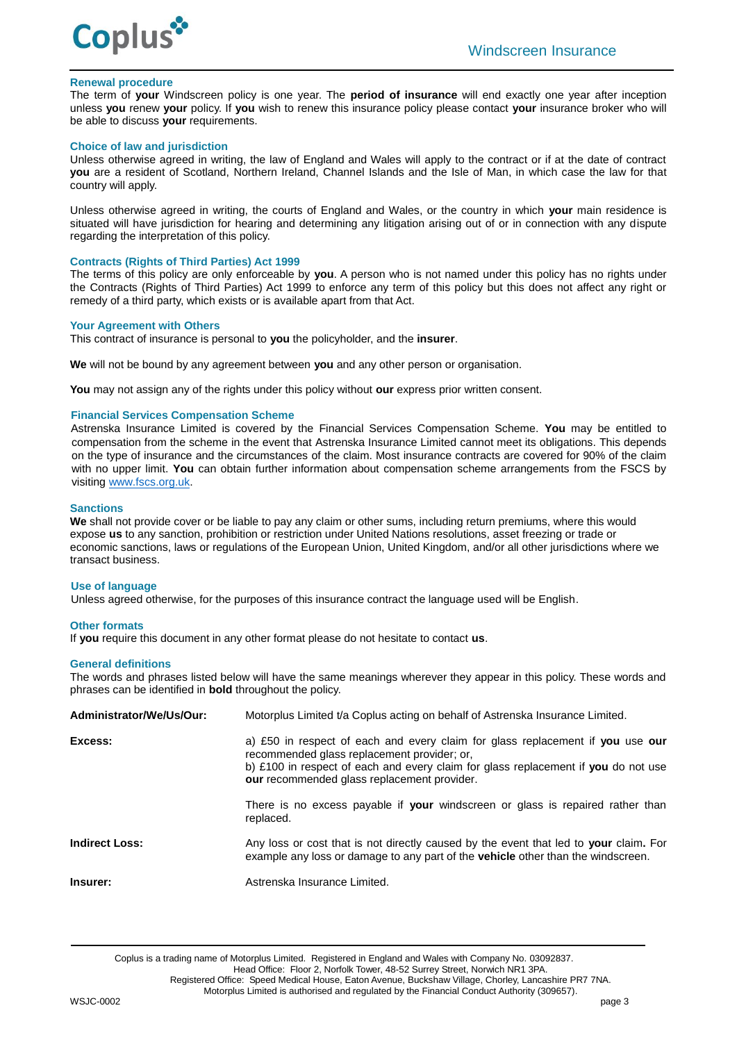### Renewal procedure

The term of **your** Windscreen policy is one year. The **period of insurance** will end exactly one year after inception unless **you** renew **your** policy. If **you** wish to renew this insurance policy please contact **your** insurance broker who will be able to discuss **your** requirements.

### Choice of law and jurisdiction

Unless otherwise agreed in writing, the law of England and Wales will apply to the contract or if at the date of contract **you** are a resident of Scotland, Northern Ireland, Channel Islands and the Isle of Man, in which case the law for that country will apply.

Unless otherwise agreed in writing, the courts of England and Wales, or the country in which **your** main residence is situated will have jurisdiction for hearing and determining any litigation arising out of or in connection with any dispute regarding the interpretation of this policy.

### Contracts (Rights of Third Parties) Act 1999

The terms of this policy are only enforceable by **you**. A person who is not named under this policy has no rights under the Contracts (Rights of Third Parties) Act 1999 to enforce any term of this policy but this does not affect any right or remedy of a third party, which exists or is available apart from that Act.

### Your Agreement with Others

This contract of insurance is personal to **you** the policyholder, and the **insurer**.

**We** will not be bound by any agreement between **you** and any other person or organisation.

**You** may not assign any of the rights under this policy without **our** express prior written consent.

### Financial Services Compensation Scheme

Astrenska Insurance Limited is covered by the Financial Services Compensation Scheme. **You** may be entitled to compensation from the scheme in the event that Astrenska Insurance Limited cannot meet its obligations. This depends on the type of insurance and the circumstances of the claim. Most insurance contracts are covered for 90% of the claim with no upper limit. **You** can obtain further information about compensation scheme arrangements from the FSCS by visiting www.fscs.org.uk.

### Sanctions

**We** shall not provide cover or be liable to pay any claim or other sums, including return premiums, where this would expose **us** to any sanction, prohibition or restriction under United Nations resolutions, asset freezing or trade or economic sanctions, laws or regulations of the European Union, United Kingdom, and/or all other jurisdictions where we transact business.

### Use of language

Unless agreed otherwise, for the purposes of this insurance contract the language used will be English.

### Other formats

If **you** require this document in any other format please do not hesitate to contact **us**.

### General definitions

The words and phrases listed below will have the same meanings wherever they appear in this policy. These words and phrases can be identified in **bold** throughout the policy.

**Administrator/We/Us/Our:** Motorplus Limited t/a Coplus acting on behalf of Astrenska Insurance Limited.

**Excess:** a) £50 in respect of each and every claim for glass replacement if **you** use **our** recommended glass replacement provider; or,
b) £100 in respect of each and every claim for glass replacement if **you** do not use **our** recommended glass replacement provider.

There is no excess payable if **your** windscreen or glass is repaired rather than replaced.

**Indirect Loss:** Any loss or cost that is not directly caused by the event that led to **your** claim**.** For example any loss or damage to any part of the **vehicle** other than the windscreen.

**Insurer:** Astrenska Insurance Limited.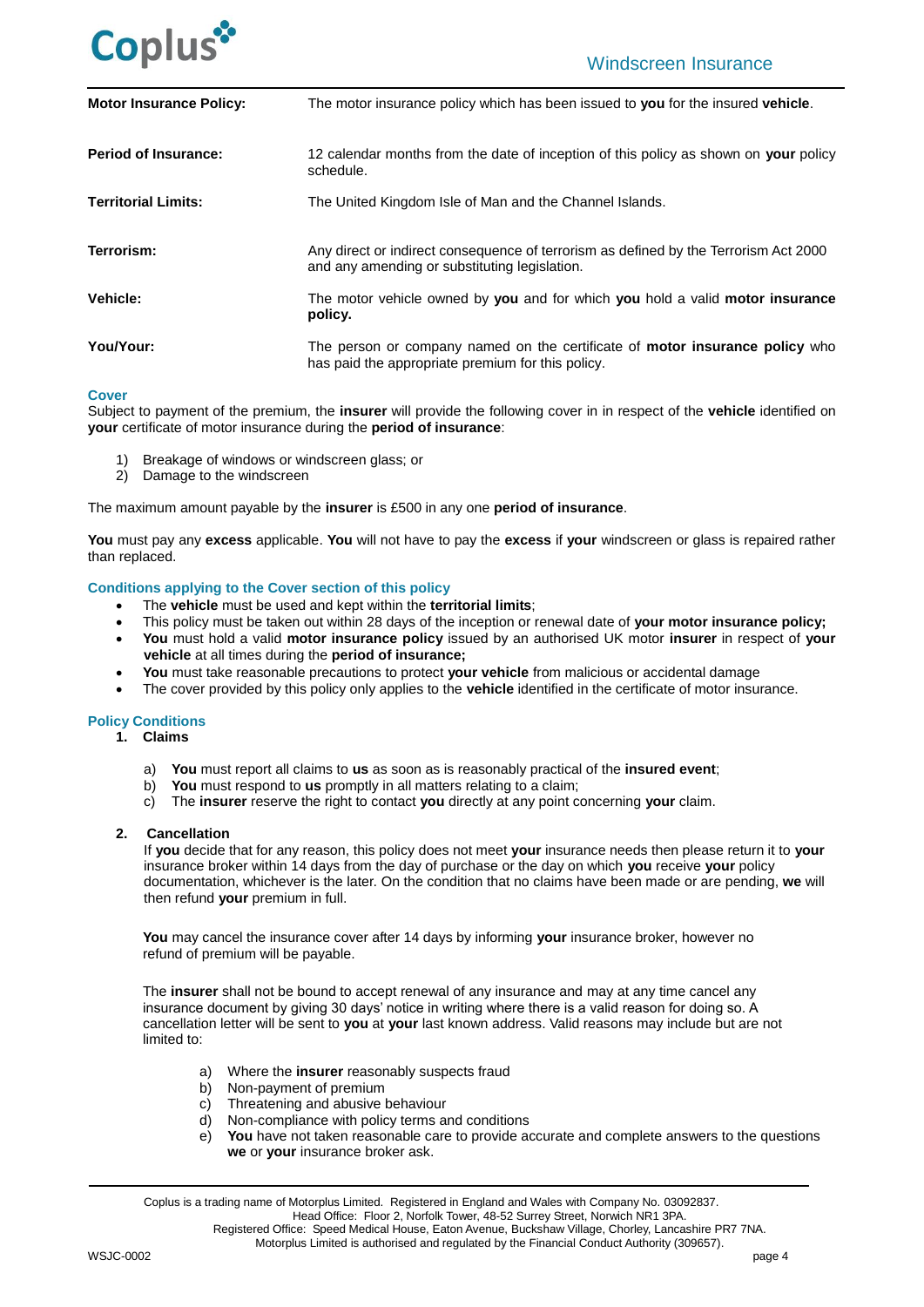| | |
|---|---|
| **Motor Insurance Policy:** | The motor insurance policy which has been issued to **you** for the insured **vehicle**. |
| **Period of Insurance:** | 12 calendar months from the date of inception of this policy as shown on **your** policy schedule. |
| **Territorial Limits:** | The United Kingdom Isle of Man and the Channel Islands. |
| **Terrorism:** | Any direct or indirect consequence of terrorism as defined by the Terrorism Act 2000 and any amending or substituting legislation. |
| **Vehicle:** | The motor vehicle owned by **you** and for which **you** hold a valid **motor insurance policy.** |
| **You/Your:** | The person or company named on the certificate of **motor insurance policy** who has paid the appropriate premium for this policy. |

## Cover

Subject to payment of the premium, the **insurer** will provide the following cover in in respect of the **vehicle** identified on **your** certificate of motor insurance during the **period of insurance**:

1) Breakage of windows or windscreen glass; or
2) Damage to the windscreen

The maximum amount payable by the **insurer** is £500 in any one **period of insurance**.

**You** must pay any **excess** applicable. **You** will not have to pay the **excess** if **your** windscreen or glass is repaired rather than replaced.

## Conditions applying to the Cover section of this policy

- The **vehicle** must be used and kept within the **territorial limits**;
- This policy must be taken out within 28 days of the inception or renewal date of **your motor insurance policy;**
- **You** must hold a valid **motor insurance policy** issued by an authorised UK motor **insurer** in respect of **your vehicle** at all times during the **period of insurance;**
- **You** must take reasonable precautions to protect **your vehicle** from malicious or accidental damage
- The cover provided by this policy only applies to the **vehicle** identified in the certificate of motor insurance.

## Policy Conditions

### 1. Claims

a) **You** must report all claims to **us** as soon as is reasonably practical of the **insured event**;
b) **You** must respond to **us** promptly in all matters relating to a claim;
c) The **insurer** reserve the right to contact **you** directly at any point concerning **your** claim.

### 2. Cancellation

If **you** decide that for any reason, this policy does not meet **your** insurance needs then please return it to **your** insurance broker within 14 days from the day of purchase or the day on which **you** receive **your** policy documentation, whichever is the later. On the condition that no claims have been made or are pending, **we** will then refund **your** premium in full.

**You** may cancel the insurance cover after 14 days by informing **your** insurance broker, however no refund of premium will be payable.

The **insurer** shall not be bound to accept renewal of any insurance and may at any time cancel any insurance document by giving 30 days' notice in writing where there is a valid reason for doing so. A cancellation letter will be sent to **you** at **your** last known address. Valid reasons may include but are not limited to:

a) Where the **insurer** reasonably suspects fraud
b) Non-payment of premium
c) Threatening and abusive behaviour
d) Non-compliance with policy terms and conditions
e) **You** have not taken reasonable care to provide accurate and complete answers to the questions **we** or **your** insurance broker ask.

Coplus is a trading name of Motorplus Limited. Registered in England and Wales with Company No. 03092837.
Head Office: Floor 2, Norfolk Tower, 48-52 Surrey Street, Norwich NR1 3PA.
Registered Office: Speed Medical House, Eaton Avenue, Buckshaw Village, Chorley, Lancashire PR7 7NA.
Motorplus Limited is authorised and regulated by the Financial Conduct Authority (309657).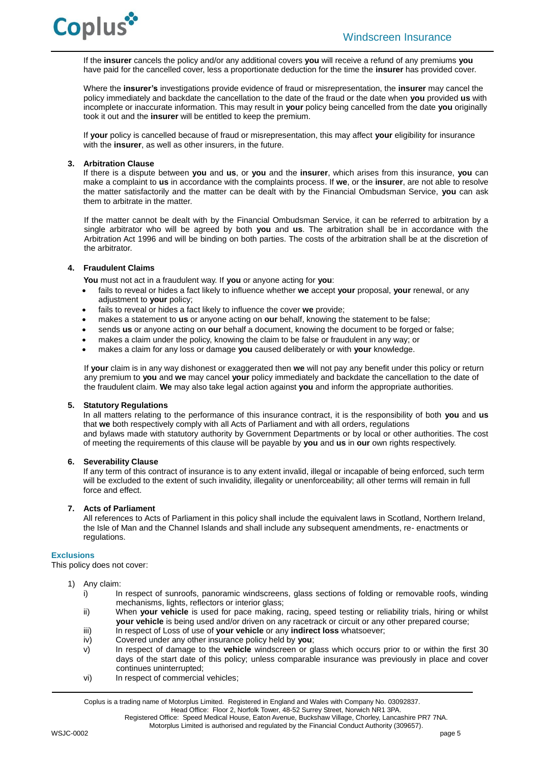If the **insurer** cancels the policy and/or any additional covers **you** will receive a refund of any premiums **you** have paid for the cancelled cover, less a proportionate deduction for the time the **insurer** has provided cover.

Where the **insurer's** investigations provide evidence of fraud or misrepresentation, the **insurer** may cancel the policy immediately and backdate the cancellation to the date of the fraud or the date when **you** provided **us** with incomplete or inaccurate information. This may result in **your** policy being cancelled from the date **you** originally took it out and the **insurer** will be entitled to keep the premium.

If **your** policy is cancelled because of fraud or misrepresentation, this may affect **your** eligibility for insurance with the **insurer**, as well as other insurers, in the future.

**3. Arbitration Clause**

If there is a dispute between **you** and **us**, or **you** and the **insurer**, which arises from this insurance, **you** can make a complaint to **us** in accordance with the complaints process. If **we**, or the **insurer**, are not able to resolve the matter satisfactorily and the matter can be dealt with by the Financial Ombudsman Service, **you** can ask them to arbitrate in the matter.

If the matter cannot be dealt with by the Financial Ombudsman Service, it can be referred to arbitration by a single arbitrator who will be agreed by both **you** and **us**. The arbitration shall be in accordance with the Arbitration Act 1996 and will be binding on both parties. The costs of the arbitration shall be at the discretion of the arbitrator.

**4. Fraudulent Claims**

**You** must not act in a fraudulent way. If **you** or anyone acting for **you**:

- fails to reveal or hides a fact likely to influence whether **we** accept **your** proposal, **your** renewal, or any adjustment to **your** policy;
- fails to reveal or hides a fact likely to influence the cover **we** provide;
- makes a statement to **us** or anyone acting on **our** behalf, knowing the statement to be false;
- sends **us** or anyone acting on **our** behalf a document, knowing the document to be forged or false;
- makes a claim under the policy, knowing the claim to be false or fraudulent in any way; or
- makes a claim for any loss or damage **you** caused deliberately or with **your** knowledge.

If **your** claim is in any way dishonest or exaggerated then **we** will not pay any benefit under this policy or return any premium to **you** and **we** may cancel **your** policy immediately and backdate the cancellation to the date of the fraudulent claim. **We** may also take legal action against **you** and inform the appropriate authorities.

**5. Statutory Regulations**

In all matters relating to the performance of this insurance contract, it is the responsibility of both **you** and **us** that **we** both respectively comply with all Acts of Parliament and with all orders, regulations and bylaws made with statutory authority by Government Departments or by local or other authorities. The cost of meeting the requirements of this clause will be payable by **you** and **us** in **our** own rights respectively.

**6. Severability Clause**

If any term of this contract of insurance is to any extent invalid, illegal or incapable of being enforced, such term will be excluded to the extent of such invalidity, illegality or unenforceability; all other terms will remain in full force and effect.

**7. Acts of Parliament**

All references to Acts of Parliament in this policy shall include the equivalent laws in Scotland, Northern Ireland, the Isle of Man and the Channel Islands and shall include any subsequent amendments, re- enactments or regulations.

## Exclusions

This policy does not cover:

1) Any claim:
   - i) In respect of sunroofs, panoramic windscreens, glass sections of folding or removable roofs, winding mechanisms, lights, reflectors or interior glass;
   - ii) When **your vehicle** is used for pace making, racing, speed testing or reliability trials, hiring or whilst **your vehicle** is being used and/or driven on any racetrack or circuit or any other prepared course;
   - iii) In respect of Loss of use of **your vehicle** or any **indirect loss** whatsoever;
   - iv) Covered under any other insurance policy held by **you**;
   - v) In respect of damage to the **vehicle** windscreen or glass which occurs prior to or within the first 30 days of the start date of this policy; unless comparable insurance was previously in place and cover continues uninterrupted;
   - vi) In respect of commercial vehicles;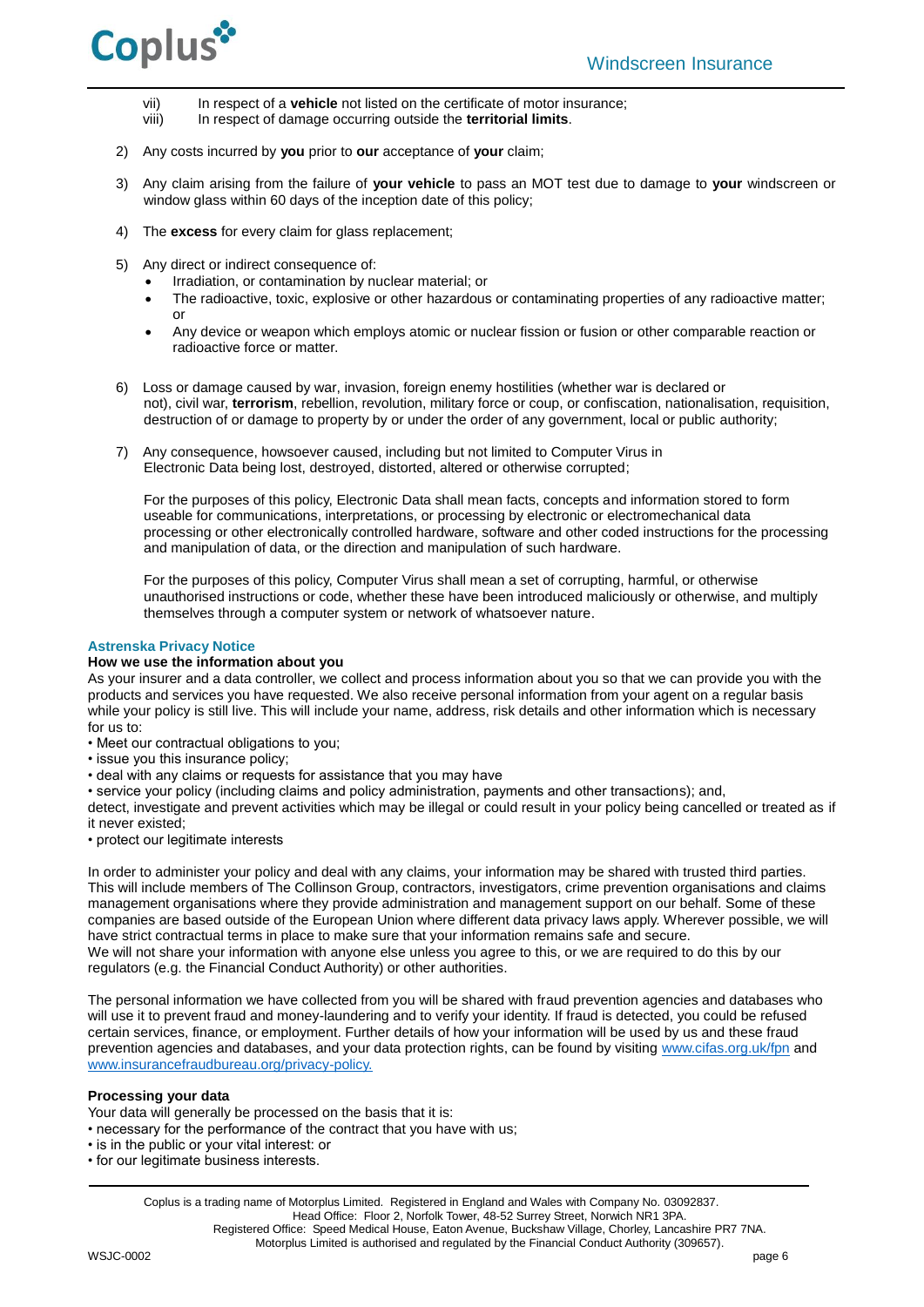vii) In respect of a **vehicle** not listed on the certificate of motor insurance;
viii) In respect of damage occurring outside the **territorial limits**.

2) Any costs incurred by **you** prior to **our** acceptance of **your** claim;

3) Any claim arising from the failure of **your vehicle** to pass an MOT test due to damage to **your** windscreen or window glass within 60 days of the inception date of this policy;

4) The **excess** for every claim for glass replacement;

5) Any direct or indirect consequence of:
   - Irradiation, or contamination by nuclear material; or
   - The radioactive, toxic, explosive or other hazardous or contaminating properties of any radioactive matter; or
   - Any device or weapon which employs atomic or nuclear fission or fusion or other comparable reaction or radioactive force or matter.

6) Loss or damage caused by war, invasion, foreign enemy hostilities (whether war is declared or not), civil war, **terrorism**, rebellion, revolution, military force or coup, or confiscation, nationalisation, requisition, destruction of or damage to property by or under the order of any government, local or public authority;

7) Any consequence, howsoever caused, including but not limited to Computer Virus in Electronic Data being lost, destroyed, distorted, altered or otherwise corrupted;

   For the purposes of this policy, Electronic Data shall mean facts, concepts and information stored to form useable for communications, interpretations, or processing by electronic or electromechanical data processing or other electronically controlled hardware, software and other coded instructions for the processing and manipulation of data, or the direction and manipulation of such hardware.

   For the purposes of this policy, Computer Virus shall mean a set of corrupting, harmful, or otherwise unauthorised instructions or code, whether these have been introduced maliciously or otherwise, and multiply themselves through a computer system or network of whatsoever nature.

## Astrenska Privacy Notice

**How we use the information about you**

As your insurer and a data controller, we collect and process information about you so that we can provide you with the products and services you have requested. We also receive personal information from your agent on a regular basis while your policy is still live. This will include your name, address, risk details and other information which is necessary for us to:

- Meet our contractual obligations to you;
- issue you this insurance policy;
- deal with any claims or requests for assistance that you may have
- service your policy (including claims and policy administration, payments and other transactions); and,

detect, investigate and prevent activities which may be illegal or could result in your policy being cancelled or treated as if it never existed;

- protect our legitimate interests

In order to administer your policy and deal with any claims, your information may be shared with trusted third parties. This will include members of The Collinson Group, contractors, investigators, crime prevention organisations and claims management organisations where they provide administration and management support on our behalf. Some of these companies are based outside of the European Union where different data privacy laws apply. Wherever possible, we will have strict contractual terms in place to make sure that your information remains safe and secure.
We will not share your information with anyone else unless you agree to this, or we are required to do this by our regulators (e.g. the Financial Conduct Authority) or other authorities.

The personal information we have collected from you will be shared with fraud prevention agencies and databases who will use it to prevent fraud and money-laundering and to verify your identity. If fraud is detected, you could be refused certain services, finance, or employment. Further details of how your information will be used by us and these fraud prevention agencies and databases, and your data protection rights, can be found by visiting www.cifas.org.uk/fpn and www.insurancefraudbureau.org/privacy-policy.

**Processing your data**

Your data will generally be processed on the basis that it is:

- necessary for the performance of the contract that you have with us;
- is in the public or your vital interest: or
- for our legitimate business interests.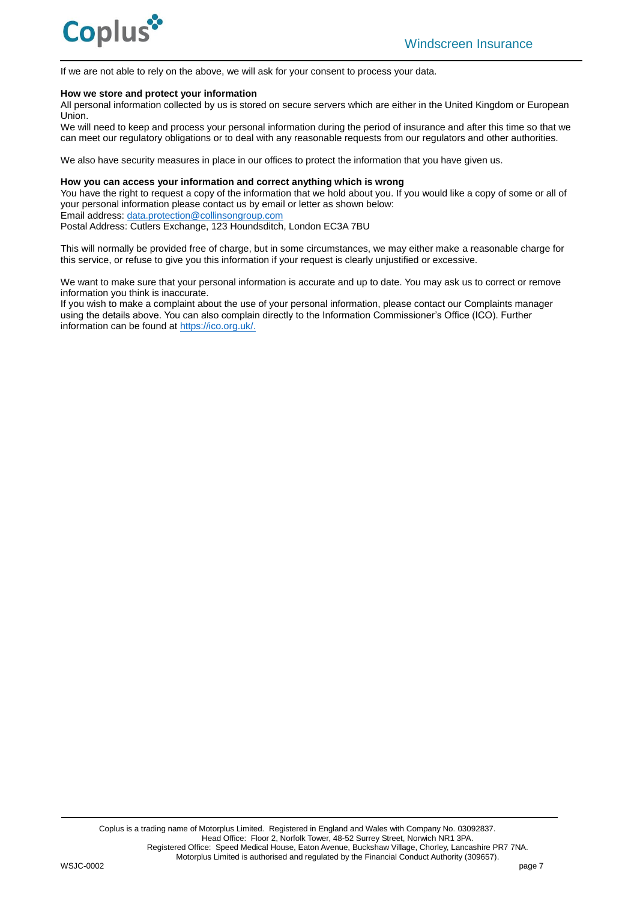If we are not able to rely on the above, we will ask for your consent to process your data.

**How we store and protect your information**

All personal information collected by us is stored on secure servers which are either in the United Kingdom or European Union.

We will need to keep and process your personal information during the period of insurance and after this time so that we can meet our regulatory obligations or to deal with any reasonable requests from our regulators and other authorities.

We also have security measures in place in our offices to protect the information that you have given us.

**How you can access your information and correct anything which is wrong**

You have the right to request a copy of the information that we hold about you. If you would like a copy of some or all of your personal information please contact us by email or letter as shown below:

Email address: data.protection@collinsongroup.com

Postal Address: Cutlers Exchange, 123 Houndsditch, London EC3A 7BU

This will normally be provided free of charge, but in some circumstances, we may either make a reasonable charge for this service, or refuse to give you this information if your request is clearly unjustified or excessive.

We want to make sure that your personal information is accurate and up to date. You may ask us to correct or remove information you think is inaccurate.

If you wish to make a complaint about the use of your personal information, please contact our Complaints manager using the details above. You can also complain directly to the Information Commissioner's Office (ICO). Further information can be found at https://ico.org.uk/.